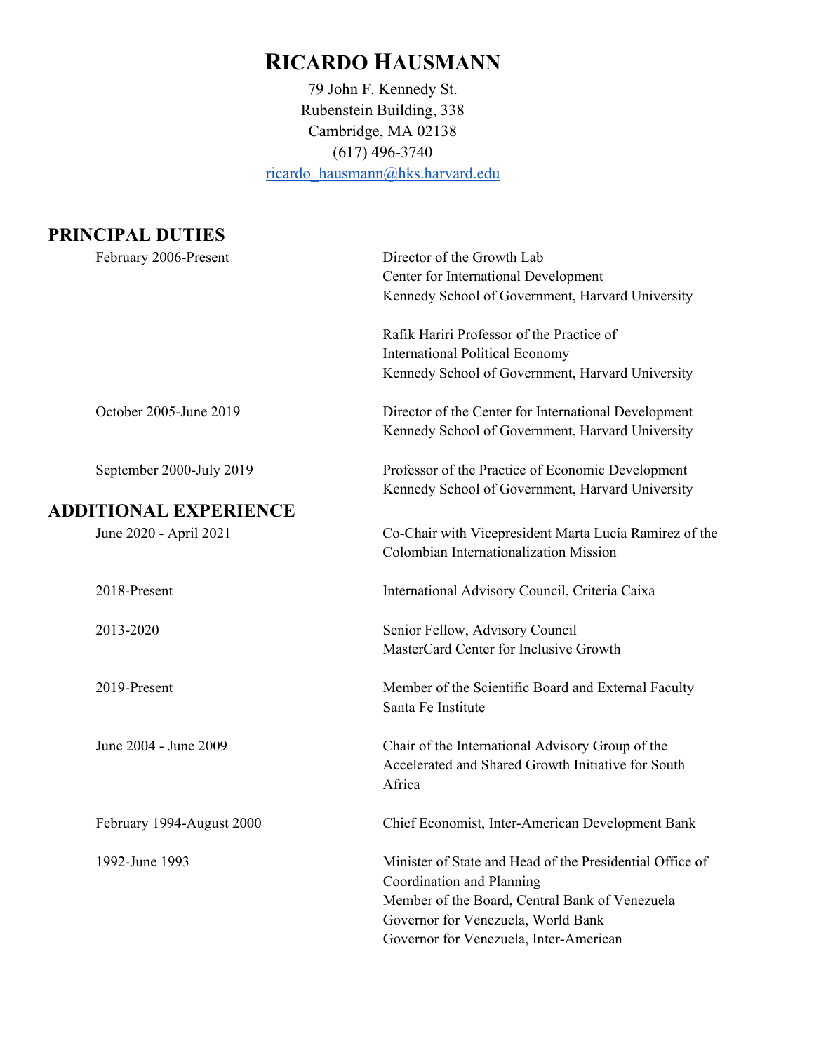# RICARDO HAUSMANN

79 John F. Kennedy St.
Rubenstein Building, 338
Cambridge, MA 02138
(617) 496-3740
ricardo_hausmann@hks.harvard.edu

## PRINCIPAL DUTIES

| | |
|---|---|
| February 2006-Present | Director of the Growth Lab<br>Center for International Development<br>Kennedy School of Government, Harvard University<br><br>Rafik Hariri Professor of the Practice of International Political Economy<br>Kennedy School of Government, Harvard University |
| October 2005-June 2019 | Director of the Center for International Development<br>Kennedy School of Government, Harvard University |
| September 2000-July 2019 | Professor of the Practice of Economic Development<br>Kennedy School of Government, Harvard University |

## ADDITIONAL EXPERIENCE

| | |
|---|---|
| June 2020 - April 2021 | Co-Chair with Vicepresident Marta Lucía Ramirez of the Colombian Internationalization Mission |
| 2018-Present | International Advisory Council, Criteria Caixa |
| 2013-2020 | Senior Fellow, Advisory Council<br>MasterCard Center for Inclusive Growth |
| 2019-Present | Member of the Scientific Board and External Faculty<br>Santa Fe Institute |
| June 2004 - June 2009 | Chair of the International Advisory Group of the Accelerated and Shared Growth Initiative for South Africa |
| February 1994-August 2000 | Chief Economist, Inter-American Development Bank |
| 1992-June 1993 | Minister of State and Head of the Presidential Office of Coordination and Planning<br>Member of the Board, Central Bank of Venezuela<br>Governor for Venezuela, World Bank<br>Governor for Venezuela, Inter-American |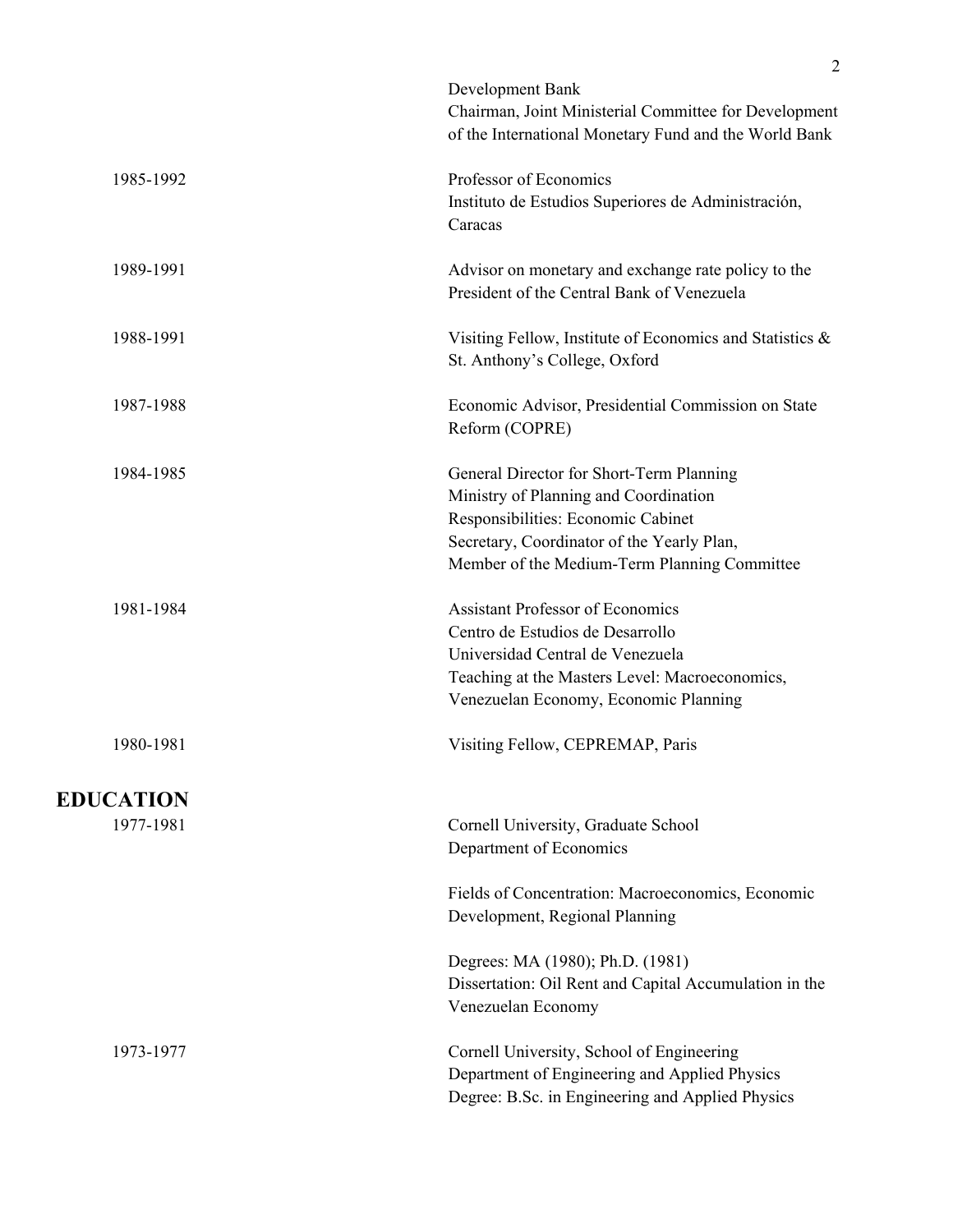Development Bank
Chairman, Joint Ministerial Committee for Development of the International Monetary Fund and the World Bank

1985-1992 | Professor of Economics
Instituto de Estudios Superiores de Administración, Caracas

1989-1991 | Advisor on monetary and exchange rate policy to the President of the Central Bank of Venezuela

1988-1991 | Visiting Fellow, Institute of Economics and Statistics & St. Anthony's College, Oxford

1987-1988 | Economic Advisor, Presidential Commission on State Reform (COPRE)

1984-1985 | General Director for Short-Term Planning
Ministry of Planning and Coordination
Responsibilities: Economic Cabinet Secretary, Coordinator of the Yearly Plan, Member of the Medium-Term Planning Committee

1981-1984 | Assistant Professor of Economics
Centro de Estudios de Desarrollo
Universidad Central de Venezuela
Teaching at the Masters Level: Macroeconomics, Venezuelan Economy, Economic Planning

1980-1981 | Visiting Fellow, CEPREMAP, Paris

## EDUCATION

1977-1981 | Cornell University, Graduate School
Department of Economics

Fields of Concentration: Macroeconomics, Economic Development, Regional Planning

Degrees: MA (1980); Ph.D. (1981)
Dissertation: Oil Rent and Capital Accumulation in the Venezuelan Economy

1973-1977 | Cornell University, School of Engineering
Department of Engineering and Applied Physics
Degree: B.Sc. in Engineering and Applied Physics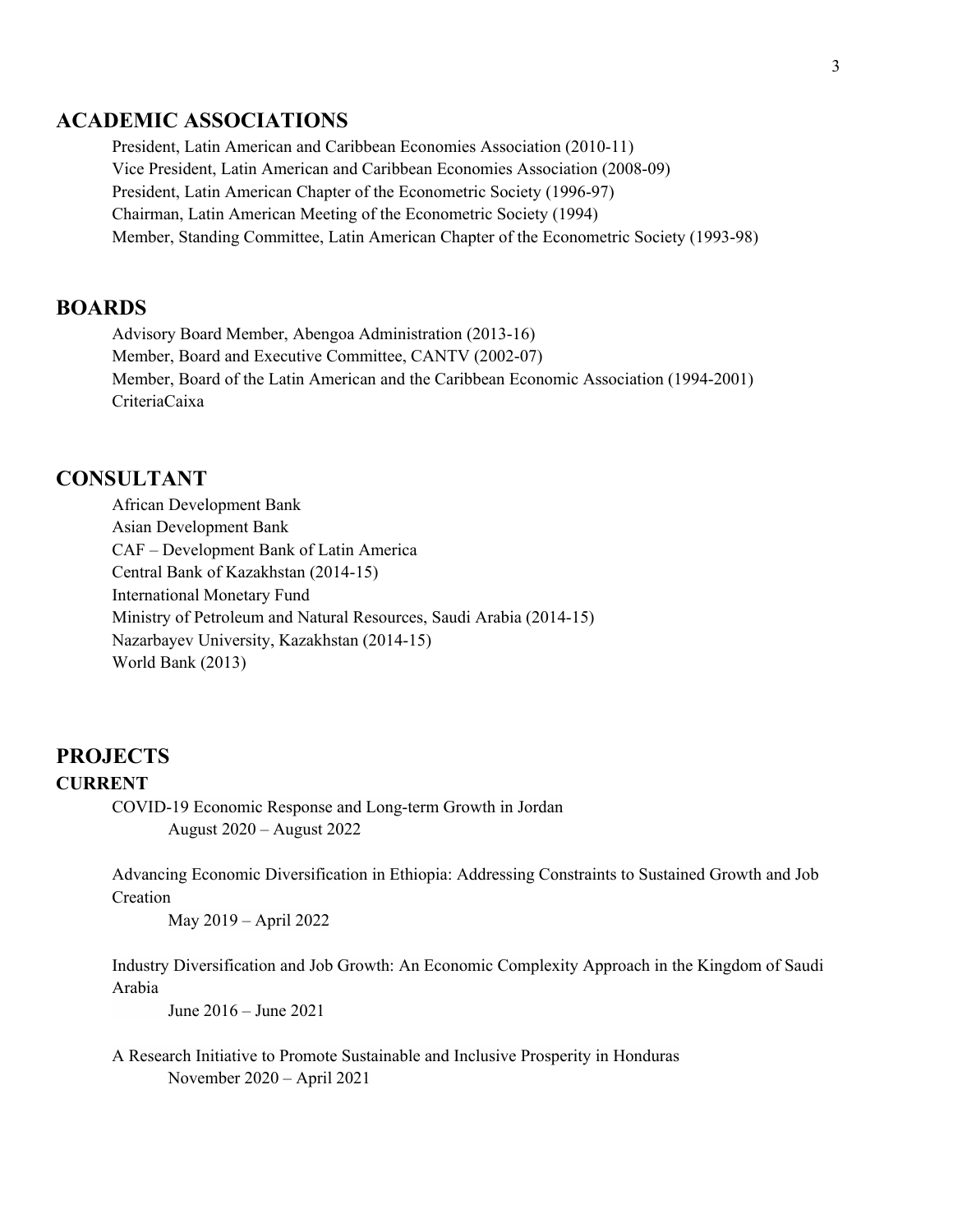## ACADEMIC ASSOCIATIONS

President, Latin American and Caribbean Economies Association (2010-11)
Vice President, Latin American and Caribbean Economies Association (2008-09)
President, Latin American Chapter of the Econometric Society (1996-97)
Chairman, Latin American Meeting of the Econometric Society (1994)
Member, Standing Committee, Latin American Chapter of the Econometric Society (1993-98)

## BOARDS

Advisory Board Member, Abengoa Administration (2013-16)
Member, Board and Executive Committee, CANTV (2002-07)
Member, Board of the Latin American and the Caribbean Economic Association (1994-2001)
CriteriaCaixa

## CONSULTANT

African Development Bank
Asian Development Bank
CAF – Development Bank of Latin America
Central Bank of Kazakhstan (2014-15)
International Monetary Fund
Ministry of Petroleum and Natural Resources, Saudi Arabia (2014-15)
Nazarbayev University, Kazakhstan (2014-15)
World Bank (2013)

## PROJECTS

### CURRENT

COVID-19 Economic Response and Long-term Growth in Jordan
August 2020 – August 2022

Advancing Economic Diversification in Ethiopia: Addressing Constraints to Sustained Growth and Job Creation
May 2019 – April 2022

Industry Diversification and Job Growth: An Economic Complexity Approach in the Kingdom of Saudi Arabia
June 2016 – June 2021

A Research Initiative to Promote Sustainable and Inclusive Prosperity in Honduras
November 2020 – April 2021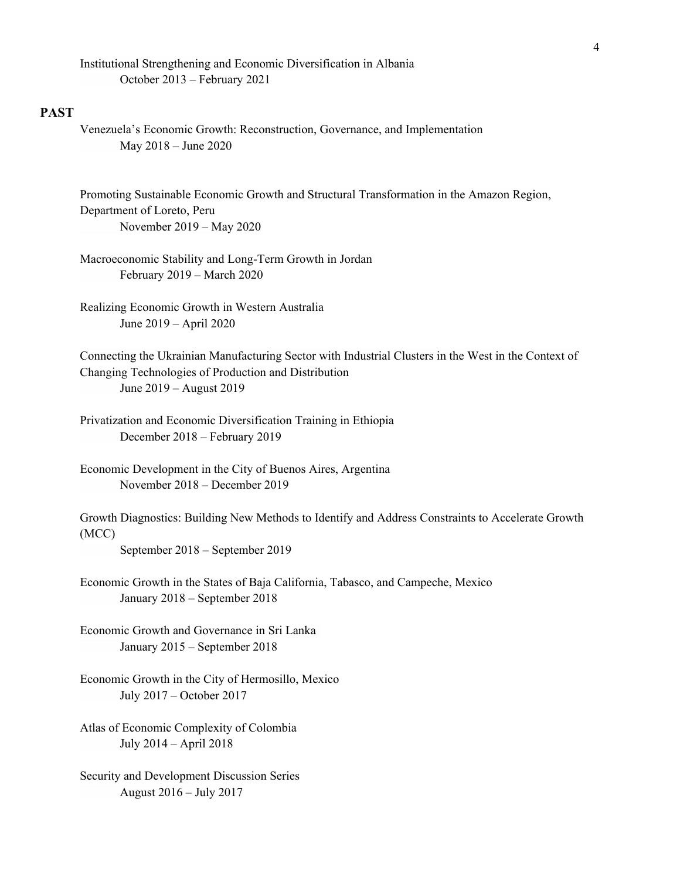Institutional Strengthening and Economic Diversification in Albania
October 2013 – February 2021

## PAST

Venezuela's Economic Growth: Reconstruction, Governance, and Implementation
May 2018 – June 2020

Promoting Sustainable Economic Growth and Structural Transformation in the Amazon Region, Department of Loreto, Peru
November 2019 – May 2020

Macroeconomic Stability and Long-Term Growth in Jordan
February 2019 – March 2020

Realizing Economic Growth in Western Australia
June 2019 – April 2020

Connecting the Ukrainian Manufacturing Sector with Industrial Clusters in the West in the Context of Changing Technologies of Production and Distribution
June 2019 – August 2019

Privatization and Economic Diversification Training in Ethiopia
December 2018 – February 2019

Economic Development in the City of Buenos Aires, Argentina
November 2018 – December 2019

Growth Diagnostics: Building New Methods to Identify and Address Constraints to Accelerate Growth (MCC)
September 2018 – September 2019

Economic Growth in the States of Baja California, Tabasco, and Campeche, Mexico
January 2018 – September 2018

Economic Growth and Governance in Sri Lanka
January 2015 – September 2018

Economic Growth in the City of Hermosillo, Mexico
July 2017 – October 2017

Atlas of Economic Complexity of Colombia
July 2014 – April 2018

Security and Development Discussion Series
August 2016 – July 2017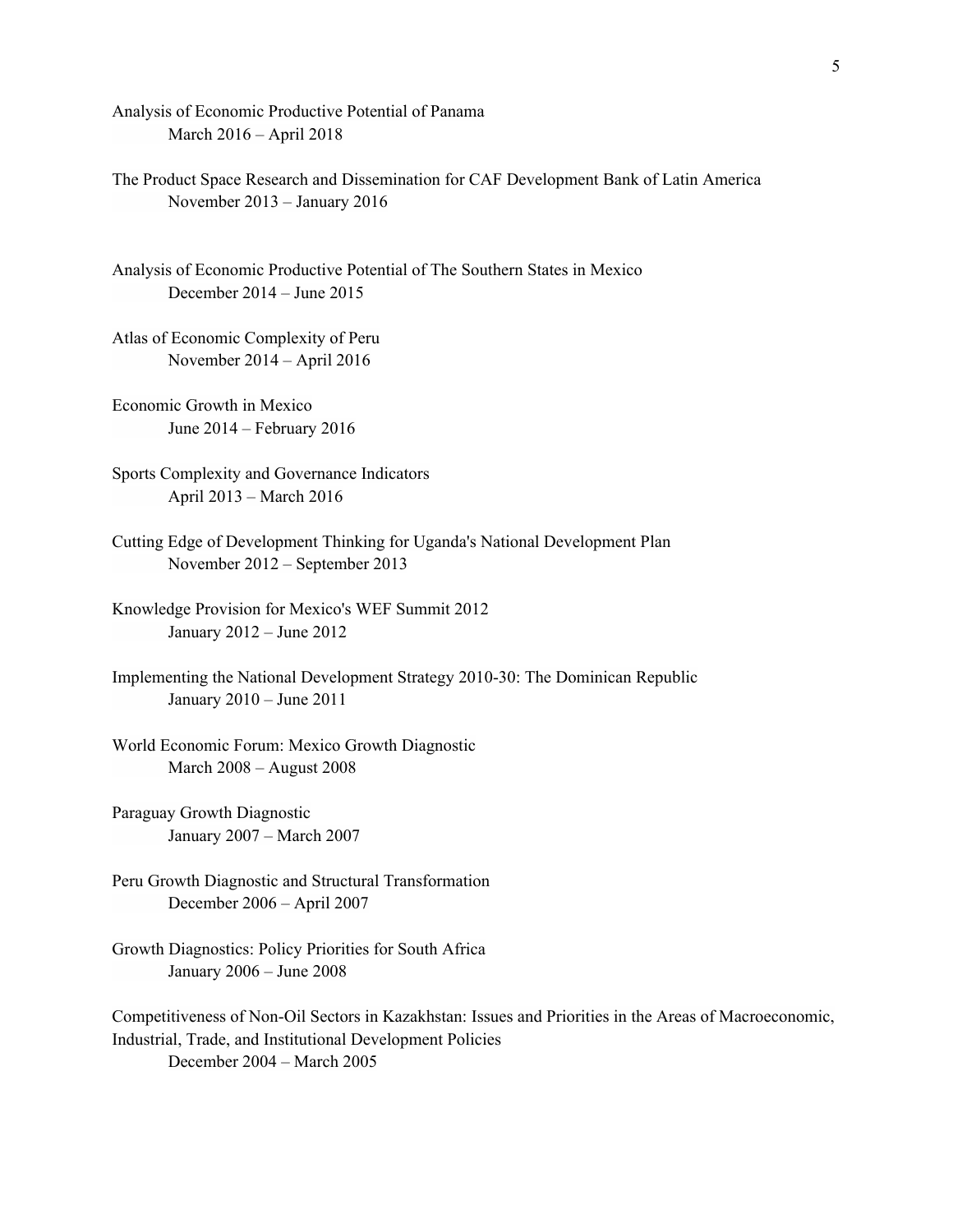Analysis of Economic Productive Potential of Panama
March 2016 – April 2018

The Product Space Research and Dissemination for CAF Development Bank of Latin America
November 2013 – January 2016

Analysis of Economic Productive Potential of The Southern States in Mexico
December 2014 – June 2015

Atlas of Economic Complexity of Peru
November 2014 – April 2016

Economic Growth in Mexico
June 2014 – February 2016

Sports Complexity and Governance Indicators
April 2013 – March 2016

Cutting Edge of Development Thinking for Uganda's National Development Plan
November 2012 – September 2013

Knowledge Provision for Mexico's WEF Summit 2012
January 2012 – June 2012

Implementing the National Development Strategy 2010-30: The Dominican Republic
January 2010 – June 2011

World Economic Forum: Mexico Growth Diagnostic
March 2008 – August 2008

Paraguay Growth Diagnostic
January 2007 – March 2007

Peru Growth Diagnostic and Structural Transformation
December 2006 – April 2007

Growth Diagnostics: Policy Priorities for South Africa
January 2006 – June 2008

Competitiveness of Non-Oil Sectors in Kazakhstan: Issues and Priorities in the Areas of Macroeconomic, Industrial, Trade, and Institutional Development Policies
December 2004 – March 2005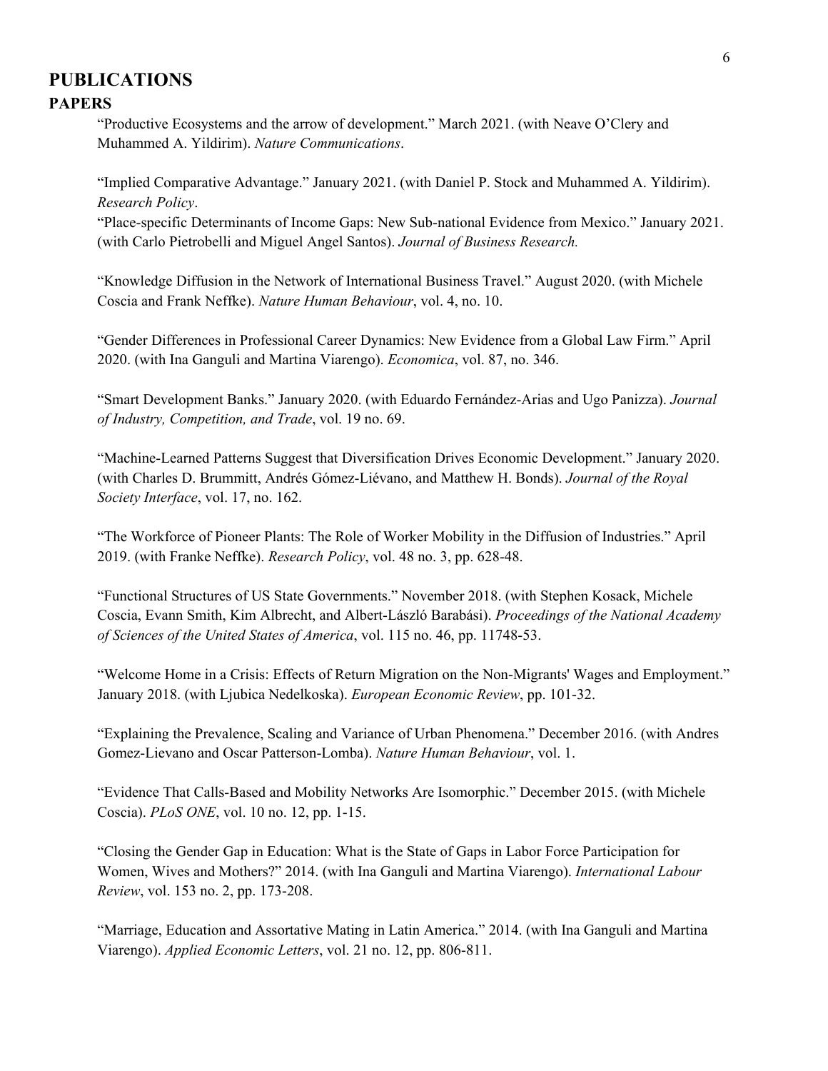# PUBLICATIONS

## PAPERS

"Productive Ecosystems and the arrow of development." March 2021. (with Neave O'Clery and Muhammed A. Yildirim). *Nature Communications*.

"Implied Comparative Advantage." January 2021. (with Daniel P. Stock and Muhammed A. Yildirim). *Research Policy*.

"Place-specific Determinants of Income Gaps: New Sub-national Evidence from Mexico." January 2021. (with Carlo Pietrobelli and Miguel Angel Santos). *Journal of Business Research.*

"Knowledge Diffusion in the Network of International Business Travel." August 2020. (with Michele Coscia and Frank Neffke). *Nature Human Behaviour*, vol. 4, no. 10.

"Gender Differences in Professional Career Dynamics: New Evidence from a Global Law Firm." April 2020. (with Ina Ganguli and Martina Viarengo). *Economica*, vol. 87, no. 346.

"Smart Development Banks." January 2020. (with Eduardo Fernández-Arias and Ugo Panizza). *Journal of Industry, Competition, and Trade*, vol. 19 no. 69.

"Machine-Learned Patterns Suggest that Diversification Drives Economic Development." January 2020. (with Charles D. Brummitt, Andrés Gómez-Liévano, and Matthew H. Bonds). *Journal of the Royal Society Interface*, vol. 17, no. 162.

"The Workforce of Pioneer Plants: The Role of Worker Mobility in the Diffusion of Industries." April 2019. (with Franke Neffke). *Research Policy*, vol. 48 no. 3, pp. 628-48.

"Functional Structures of US State Governments." November 2018. (with Stephen Kosack, Michele Coscia, Evann Smith, Kim Albrecht, and Albert-László Barabási). *Proceedings of the National Academy of Sciences of the United States of America*, vol. 115 no. 46, pp. 11748-53.

"Welcome Home in a Crisis: Effects of Return Migration on the Non-Migrants' Wages and Employment." January 2018. (with Ljubica Nedelkoska). *European Economic Review*, pp. 101-32.

"Explaining the Prevalence, Scaling and Variance of Urban Phenomena." December 2016. (with Andres Gomez-Lievano and Oscar Patterson-Lomba). *Nature Human Behaviour*, vol. 1.

"Evidence That Calls-Based and Mobility Networks Are Isomorphic." December 2015. (with Michele Coscia). *PLoS ONE*, vol. 10 no. 12, pp. 1-15.

"Closing the Gender Gap in Education: What is the State of Gaps in Labor Force Participation for Women, Wives and Mothers?" 2014. (with Ina Ganguli and Martina Viarengo). *International Labour Review*, vol. 153 no. 2, pp. 173-208.

"Marriage, Education and Assortative Mating in Latin America." 2014. (with Ina Ganguli and Martina Viarengo). *Applied Economic Letters*, vol. 21 no. 12, pp. 806-811.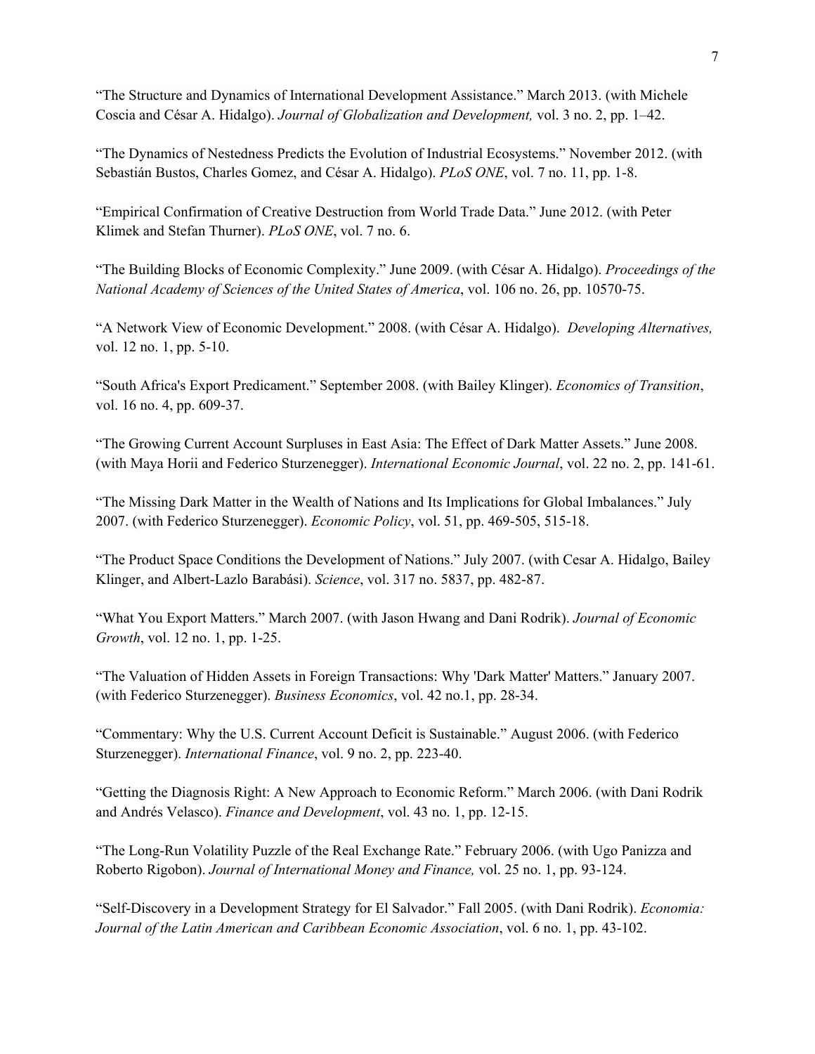"The Structure and Dynamics of International Development Assistance." March 2013. (with Michele Coscia and César A. Hidalgo). *Journal of Globalization and Development,* vol. 3 no. 2, pp. 1–42.

"The Dynamics of Nestedness Predicts the Evolution of Industrial Ecosystems." November 2012. (with Sebastián Bustos, Charles Gomez, and César A. Hidalgo). *PLoS ONE*, vol. 7 no. 11, pp. 1-8.

"Empirical Confirmation of Creative Destruction from World Trade Data." June 2012. (with Peter Klimek and Stefan Thurner). *PLoS ONE*, vol. 7 no. 6.

"The Building Blocks of Economic Complexity." June 2009. (with César A. Hidalgo). *Proceedings of the National Academy of Sciences of the United States of America*, vol. 106 no. 26, pp. 10570-75.

"A Network View of Economic Development." 2008. (with César A. Hidalgo). *Developing Alternatives,* vol. 12 no. 1, pp. 5-10.

"South Africa's Export Predicament." September 2008. (with Bailey Klinger). *Economics of Transition*, vol. 16 no. 4, pp. 609-37.

"The Growing Current Account Surpluses in East Asia: The Effect of Dark Matter Assets." June 2008. (with Maya Horii and Federico Sturzenegger). *International Economic Journal*, vol. 22 no. 2, pp. 141-61.

"The Missing Dark Matter in the Wealth of Nations and Its Implications for Global Imbalances." July 2007. (with Federico Sturzenegger). *Economic Policy*, vol. 51, pp. 469-505, 515-18.

"The Product Space Conditions the Development of Nations." July 2007. (with Cesar A. Hidalgo, Bailey Klinger, and Albert-Lazlo Barabási). *Science*, vol. 317 no. 5837, pp. 482-87.

"What You Export Matters." March 2007. (with Jason Hwang and Dani Rodrik). *Journal of Economic Growth*, vol. 12 no. 1, pp. 1-25.

"The Valuation of Hidden Assets in Foreign Transactions: Why 'Dark Matter' Matters." January 2007. (with Federico Sturzenegger). *Business Economics*, vol. 42 no.1, pp. 28-34.

"Commentary: Why the U.S. Current Account Deficit is Sustainable." August 2006. (with Federico Sturzenegger). *International Finance*, vol. 9 no. 2, pp. 223-40.

"Getting the Diagnosis Right: A New Approach to Economic Reform." March 2006. (with Dani Rodrik and Andrés Velasco). *Finance and Development*, vol. 43 no. 1, pp. 12-15.

"The Long-Run Volatility Puzzle of the Real Exchange Rate." February 2006. (with Ugo Panizza and Roberto Rigobon). *Journal of International Money and Finance,* vol. 25 no. 1, pp. 93-124.

"Self-Discovery in a Development Strategy for El Salvador." Fall 2005. (with Dani Rodrik). *Economia: Journal of the Latin American and Caribbean Economic Association*, vol. 6 no. 1, pp. 43-102.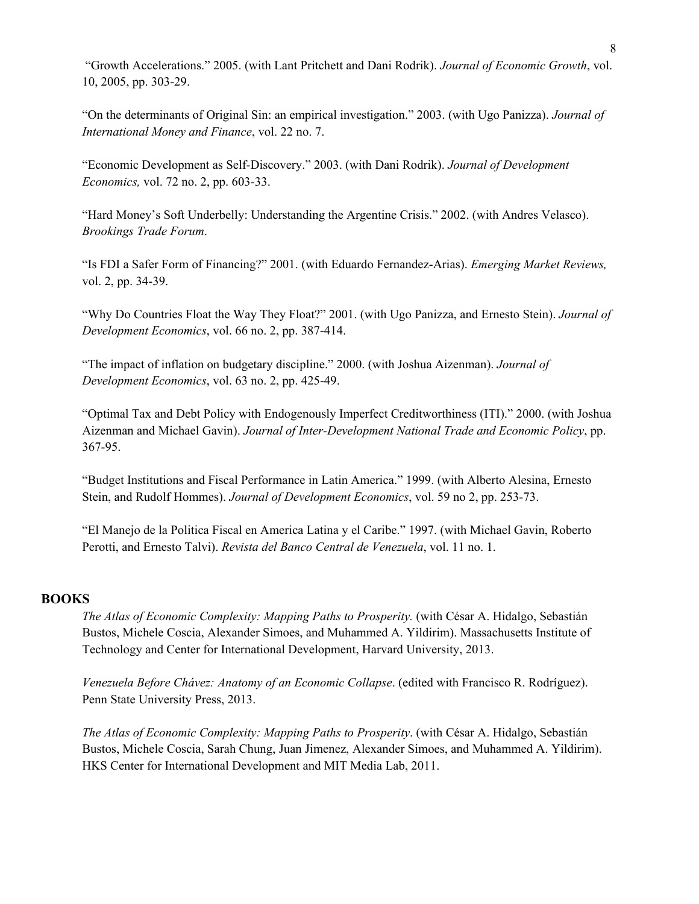"Growth Accelerations." 2005. (with Lant Pritchett and Dani Rodrik). *Journal of Economic Growth*, vol. 10, 2005, pp. 303-29.

"On the determinants of Original Sin: an empirical investigation." 2003. (with Ugo Panizza). *Journal of International Money and Finance*, vol. 22 no. 7.

"Economic Development as Self-Discovery." 2003. (with Dani Rodrik). *Journal of Development Economics,* vol. 72 no. 2, pp. 603-33.

"Hard Money's Soft Underbelly: Understanding the Argentine Crisis." 2002. (with Andres Velasco). *Brookings Trade Forum*.

"Is FDI a Safer Form of Financing?" 2001. (with Eduardo Fernandez-Arias). *Emerging Market Reviews,* vol. 2, pp. 34-39.

"Why Do Countries Float the Way They Float?" 2001. (with Ugo Panizza, and Ernesto Stein). *Journal of Development Economics*, vol. 66 no. 2, pp. 387-414.

"The impact of inflation on budgetary discipline." 2000. (with Joshua Aizenman). *Journal of Development Economics*, vol. 63 no. 2, pp. 425-49.

"Optimal Tax and Debt Policy with Endogenously Imperfect Creditworthiness (ITI)." 2000. (with Joshua Aizenman and Michael Gavin). *Journal of Inter-Development National Trade and Economic Policy*, pp. 367-95.

"Budget Institutions and Fiscal Performance in Latin America." 1999. (with Alberto Alesina, Ernesto Stein, and Rudolf Hommes). *Journal of Development Economics*, vol. 59 no 2, pp. 253-73.

"El Manejo de la Politica Fiscal en America Latina y el Caribe." 1997. (with Michael Gavin, Roberto Perotti, and Ernesto Talvi). *Revista del Banco Central de Venezuela*, vol. 11 no. 1.

## BOOKS

*The Atlas of Economic Complexity: Mapping Paths to Prosperity.* (with César A. Hidalgo, Sebastián Bustos, Michele Coscia, Alexander Simoes, and Muhammed A. Yildirim). Massachusetts Institute of Technology and Center for International Development, Harvard University, 2013.

*Venezuela Before Chávez: Anatomy of an Economic Collapse*. (edited with Francisco R. Rodríguez). Penn State University Press, 2013.

*The Atlas of Economic Complexity: Mapping Paths to Prosperity*. (with César A. Hidalgo, Sebastián Bustos, Michele Coscia, Sarah Chung, Juan Jimenez, Alexander Simoes, and Muhammed A. Yildirim). HKS Center for International Development and MIT Media Lab, 2011.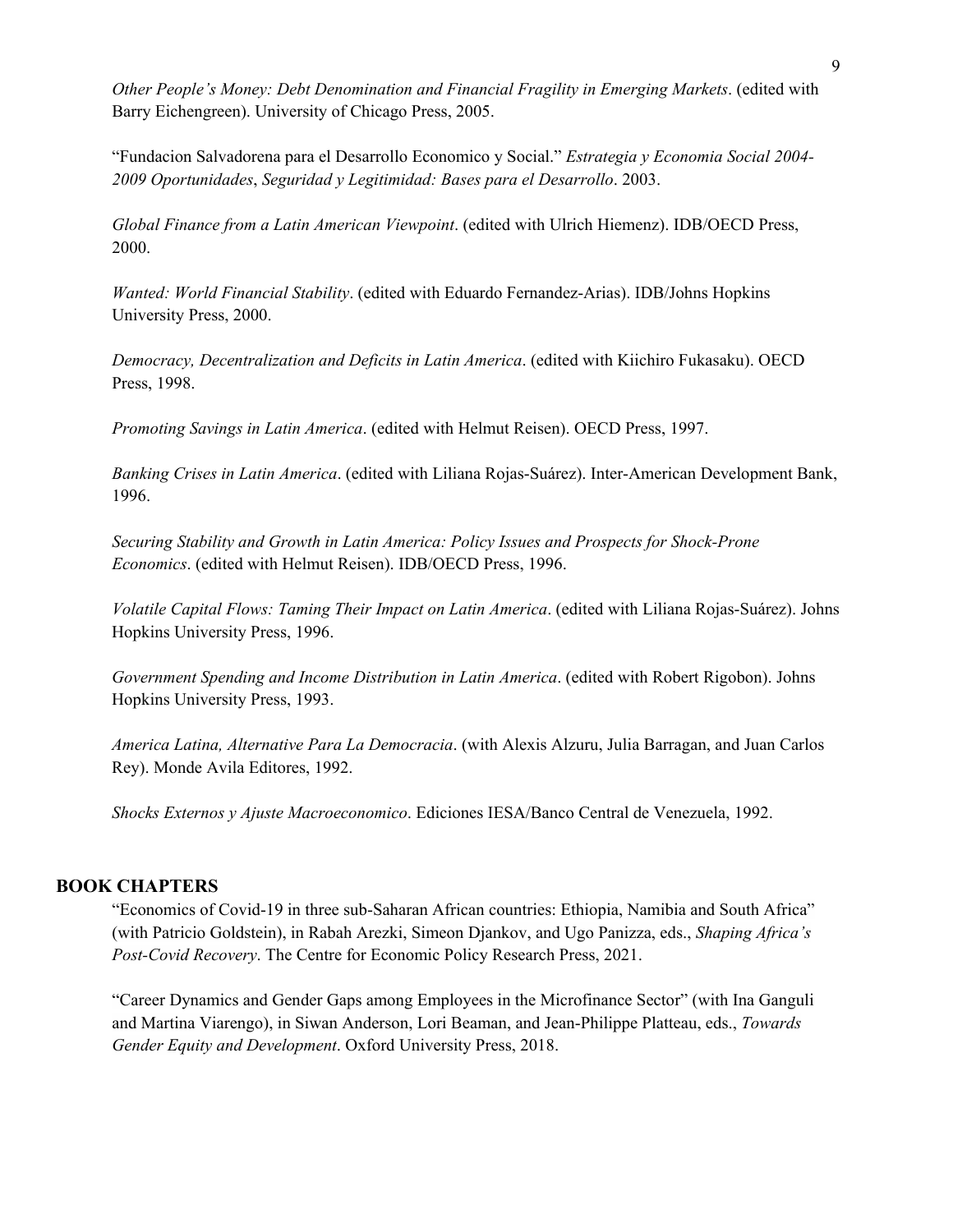*Other People's Money: Debt Denomination and Financial Fragility in Emerging Markets*. (edited with Barry Eichengreen). University of Chicago Press, 2005.

"Fundacion Salvadorena para el Desarrollo Economico y Social." *Estrategia y Economia Social 2004-2009 Oportunidades*, *Seguridad y Legitimidad: Bases para el Desarrollo*. 2003.

*Global Finance from a Latin American Viewpoint*. (edited with Ulrich Hiemenz). IDB/OECD Press, 2000.

*Wanted: World Financial Stability*. (edited with Eduardo Fernandez-Arias). IDB/Johns Hopkins University Press, 2000.

*Democracy, Decentralization and Deficits in Latin America*. (edited with Kiichiro Fukasaku). OECD Press, 1998.

*Promoting Savings in Latin America*. (edited with Helmut Reisen). OECD Press, 1997.

*Banking Crises in Latin America*. (edited with Liliana Rojas-Suárez). Inter-American Development Bank, 1996.

*Securing Stability and Growth in Latin America: Policy Issues and Prospects for Shock-Prone Economics*. (edited with Helmut Reisen). IDB/OECD Press, 1996.

*Volatile Capital Flows: Taming Their Impact on Latin America*. (edited with Liliana Rojas-Suárez). Johns Hopkins University Press, 1996.

*Government Spending and Income Distribution in Latin America*. (edited with Robert Rigobon). Johns Hopkins University Press, 1993.

*America Latina, Alternative Para La Democracia*. (with Alexis Alzuru, Julia Barragan, and Juan Carlos Rey). Monde Avila Editores, 1992.

*Shocks Externos y Ajuste Macroeconomico*. Ediciones IESA/Banco Central de Venezuela, 1992.

## BOOK CHAPTERS

"Economics of Covid-19 in three sub-Saharan African countries: Ethiopia, Namibia and South Africa" (with Patricio Goldstein), in Rabah Arezki, Simeon Djankov, and Ugo Panizza, eds., *Shaping Africa's Post-Covid Recovery*. The Centre for Economic Policy Research Press, 2021.

"Career Dynamics and Gender Gaps among Employees in the Microfinance Sector" (with Ina Ganguli and Martina Viarengo), in Siwan Anderson, Lori Beaman, and Jean-Philippe Platteau, eds., *Towards Gender Equity and Development*. Oxford University Press, 2018.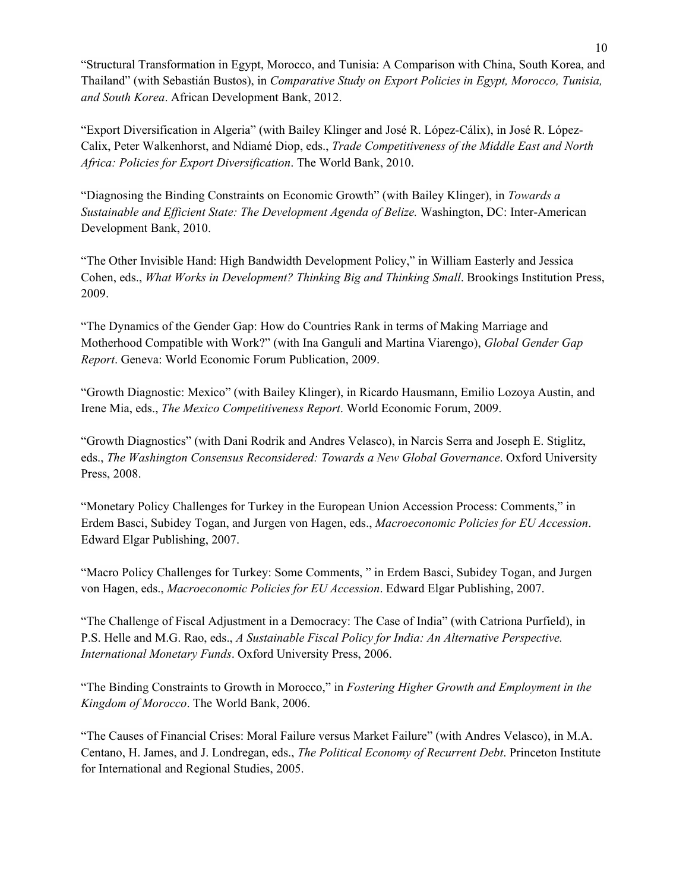"Structural Transformation in Egypt, Morocco, and Tunisia: A Comparison with China, South Korea, and Thailand" (with Sebastián Bustos), in *Comparative Study on Export Policies in Egypt, Morocco, Tunisia, and South Korea*. African Development Bank, 2012.

"Export Diversification in Algeria" (with Bailey Klinger and José R. López-Cálix), in José R. López-Calix, Peter Walkenhorst, and Ndiamé Diop, eds., *Trade Competitiveness of the Middle East and North Africa: Policies for Export Diversification*. The World Bank, 2010.

"Diagnosing the Binding Constraints on Economic Growth" (with Bailey Klinger), in *Towards a Sustainable and Efficient State: The Development Agenda of Belize.* Washington, DC: Inter-American Development Bank, 2010.

"The Other Invisible Hand: High Bandwidth Development Policy," in William Easterly and Jessica Cohen, eds., *What Works in Development? Thinking Big and Thinking Small*. Brookings Institution Press, 2009.

"The Dynamics of the Gender Gap: How do Countries Rank in terms of Making Marriage and Motherhood Compatible with Work?" (with Ina Ganguli and Martina Viarengo), *Global Gender Gap Report*. Geneva: World Economic Forum Publication, 2009.

"Growth Diagnostic: Mexico" (with Bailey Klinger), in Ricardo Hausmann, Emilio Lozoya Austin, and Irene Mia, eds., *The Mexico Competitiveness Report*. World Economic Forum, 2009.

"Growth Diagnostics" (with Dani Rodrik and Andres Velasco), in Narcis Serra and Joseph E. Stiglitz, eds., *The Washington Consensus Reconsidered: Towards a New Global Governance*. Oxford University Press, 2008.

"Monetary Policy Challenges for Turkey in the European Union Accession Process: Comments," in Erdem Basci, Subidey Togan, and Jurgen von Hagen, eds., *Macroeconomic Policies for EU Accession*. Edward Elgar Publishing, 2007.

"Macro Policy Challenges for Turkey: Some Comments, " in Erdem Basci, Subidey Togan, and Jurgen von Hagen, eds., *Macroeconomic Policies for EU Accession*. Edward Elgar Publishing, 2007.

"The Challenge of Fiscal Adjustment in a Democracy: The Case of India" (with Catriona Purfield), in P.S. Helle and M.G. Rao, eds., *A Sustainable Fiscal Policy for India: An Alternative Perspective. International Monetary Funds*. Oxford University Press, 2006.

"The Binding Constraints to Growth in Morocco," in *Fostering Higher Growth and Employment in the Kingdom of Morocco*. The World Bank, 2006.

"The Causes of Financial Crises: Moral Failure versus Market Failure" (with Andres Velasco), in M.A. Centano, H. James, and J. Londregan, eds., *The Political Economy of Recurrent Debt*. Princeton Institute for International and Regional Studies, 2005.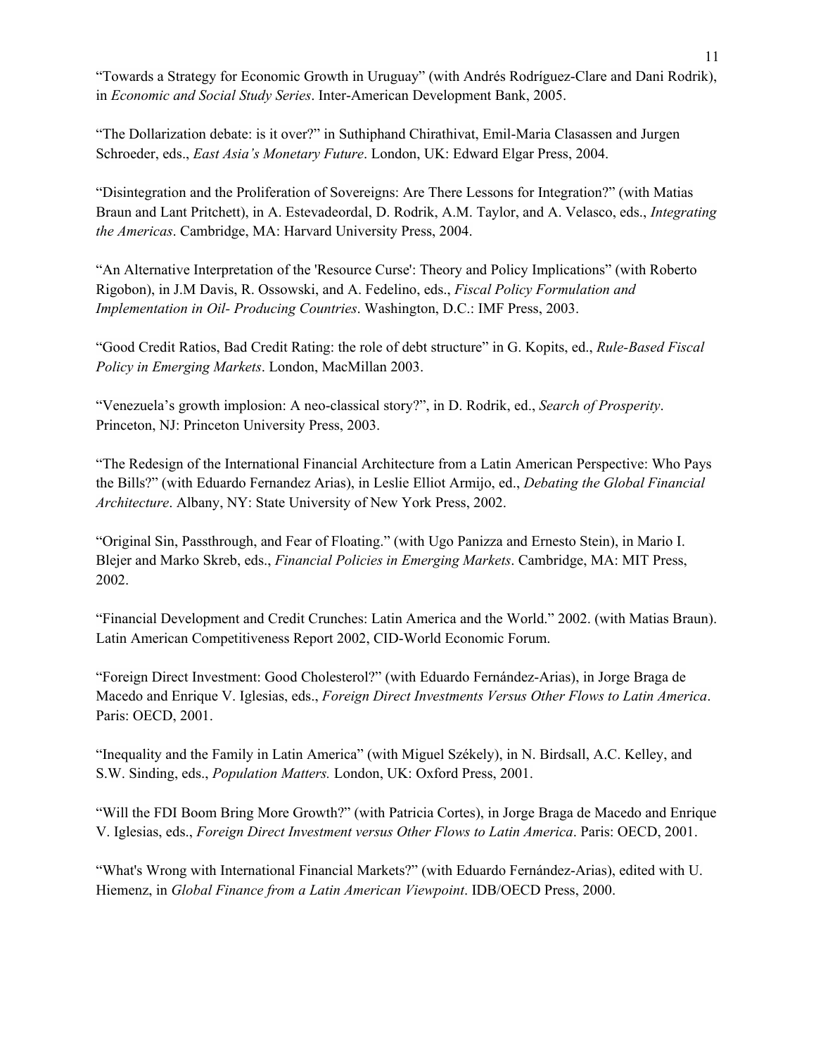"Towards a Strategy for Economic Growth in Uruguay" (with Andrés Rodríguez-Clare and Dani Rodrik), in *Economic and Social Study Series*. Inter-American Development Bank, 2005.

"The Dollarization debate: is it over?" in Suthiphand Chirathivat, Emil-Maria Clasassen and Jurgen Schroeder, eds., *East Asia's Monetary Future*. London, UK: Edward Elgar Press, 2004.

"Disintegration and the Proliferation of Sovereigns: Are There Lessons for Integration?" (with Matias Braun and Lant Pritchett), in A. Estevadeordal, D. Rodrik, A.M. Taylor, and A. Velasco, eds., *Integrating the Americas*. Cambridge, MA: Harvard University Press, 2004.

"An Alternative Interpretation of the 'Resource Curse': Theory and Policy Implications" (with Roberto Rigobon), in J.M Davis, R. Ossowski, and A. Fedelino, eds., *Fiscal Policy Formulation and Implementation in Oil- Producing Countries*. Washington, D.C.: IMF Press, 2003.

"Good Credit Ratios, Bad Credit Rating: the role of debt structure" in G. Kopits, ed., *Rule-Based Fiscal Policy in Emerging Markets*. London, MacMillan 2003.

"Venezuela's growth implosion: A neo-classical story?", in D. Rodrik, ed., *Search of Prosperity*. Princeton, NJ: Princeton University Press, 2003.

"The Redesign of the International Financial Architecture from a Latin American Perspective: Who Pays the Bills?" (with Eduardo Fernandez Arias), in Leslie Elliot Armijo, ed., *Debating the Global Financial Architecture*. Albany, NY: State University of New York Press, 2002.

"Original Sin, Passthrough, and Fear of Floating." (with Ugo Panizza and Ernesto Stein), in Mario I. Blejer and Marko Skreb, eds., *Financial Policies in Emerging Markets*. Cambridge, MA: MIT Press, 2002.

"Financial Development and Credit Crunches: Latin America and the World." 2002. (with Matias Braun). Latin American Competitiveness Report 2002, CID-World Economic Forum.

"Foreign Direct Investment: Good Cholesterol?" (with Eduardo Fernández-Arias), in Jorge Braga de Macedo and Enrique V. Iglesias, eds., *Foreign Direct Investments Versus Other Flows to Latin America*. Paris: OECD, 2001.

"Inequality and the Family in Latin America" (with Miguel Székely), in N. Birdsall, A.C. Kelley, and S.W. Sinding, eds., *Population Matters.* London, UK: Oxford Press, 2001.

"Will the FDI Boom Bring More Growth?" (with Patricia Cortes), in Jorge Braga de Macedo and Enrique V. Iglesias, eds., *Foreign Direct Investment versus Other Flows to Latin America*. Paris: OECD, 2001.

"What's Wrong with International Financial Markets?" (with Eduardo Fernández-Arias), edited with U. Hiemenz, in *Global Finance from a Latin American Viewpoint*. IDB/OECD Press, 2000.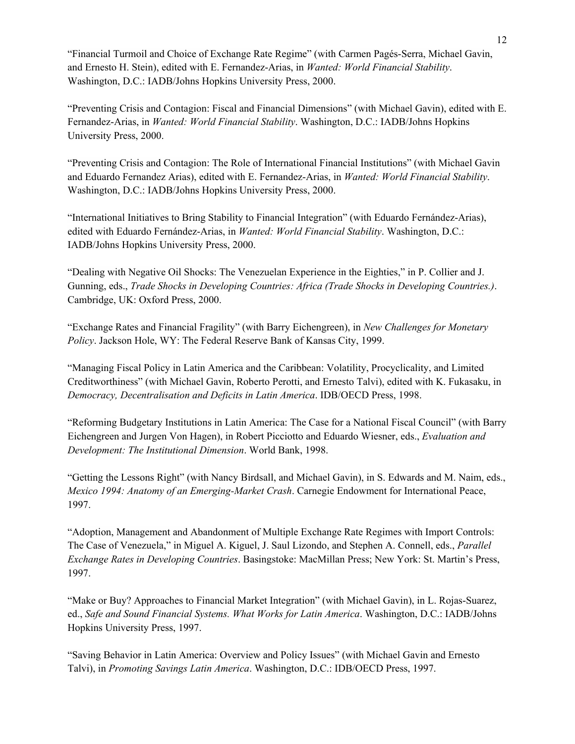"Financial Turmoil and Choice of Exchange Rate Regime" (with Carmen Pagés-Serra, Michael Gavin, and Ernesto H. Stein), edited with E. Fernandez-Arias, in *Wanted: World Financial Stability*. Washington, D.C.: IADB/Johns Hopkins University Press, 2000.

"Preventing Crisis and Contagion: Fiscal and Financial Dimensions" (with Michael Gavin), edited with E. Fernandez-Arias, in *Wanted: World Financial Stability*. Washington, D.C.: IADB/Johns Hopkins University Press, 2000.

"Preventing Crisis and Contagion: The Role of International Financial Institutions" (with Michael Gavin and Eduardo Fernandez Arias), edited with E. Fernandez-Arias, in *Wanted: World Financial Stability*. Washington, D.C.: IADB/Johns Hopkins University Press, 2000.

"International Initiatives to Bring Stability to Financial Integration" (with Eduardo Fernández-Arias), edited with Eduardo Fernández-Arias, in *Wanted: World Financial Stability*. Washington, D.C.: IADB/Johns Hopkins University Press, 2000.

"Dealing with Negative Oil Shocks: The Venezuelan Experience in the Eighties," in P. Collier and J. Gunning, eds., *Trade Shocks in Developing Countries: Africa (Trade Shocks in Developing Countries.)*. Cambridge, UK: Oxford Press, 2000.

"Exchange Rates and Financial Fragility" (with Barry Eichengreen), in *New Challenges for Monetary Policy*. Jackson Hole, WY: The Federal Reserve Bank of Kansas City, 1999.

"Managing Fiscal Policy in Latin America and the Caribbean: Volatility, Procyclicality, and Limited Creditworthiness" (with Michael Gavin, Roberto Perotti, and Ernesto Talvi), edited with K. Fukasaku, in *Democracy, Decentralisation and Deficits in Latin America*. IDB/OECD Press, 1998.

"Reforming Budgetary Institutions in Latin America: The Case for a National Fiscal Council" (with Barry Eichengreen and Jurgen Von Hagen), in Robert Picciotto and Eduardo Wiesner, eds., *Evaluation and Development: The Institutional Dimension*. World Bank, 1998.

"Getting the Lessons Right" (with Nancy Birdsall, and Michael Gavin), in S. Edwards and M. Naim, eds., *Mexico 1994: Anatomy of an Emerging-Market Crash*. Carnegie Endowment for International Peace, 1997.

"Adoption, Management and Abandonment of Multiple Exchange Rate Regimes with Import Controls: The Case of Venezuela," in Miguel A. Kiguel, J. Saul Lizondo, and Stephen A. Connell, eds., *Parallel Exchange Rates in Developing Countries*. Basingstoke: MacMillan Press; New York: St. Martin's Press, 1997.

"Make or Buy? Approaches to Financial Market Integration" (with Michael Gavin), in L. Rojas-Suarez, ed., *Safe and Sound Financial Systems. What Works for Latin America*. Washington, D.C.: IADB/Johns Hopkins University Press, 1997.

"Saving Behavior in Latin America: Overview and Policy Issues" (with Michael Gavin and Ernesto Talvi), in *Promoting Savings Latin America*. Washington, D.C.: IDB/OECD Press, 1997.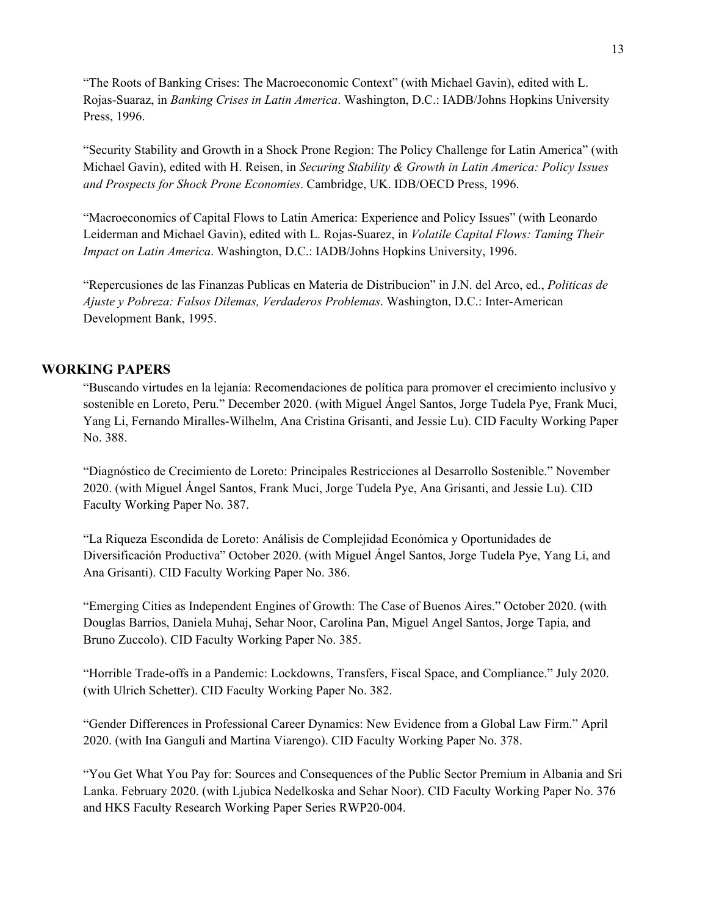"The Roots of Banking Crises: The Macroeconomic Context" (with Michael Gavin), edited with L. Rojas-Suaraz, in *Banking Crises in Latin America*. Washington, D.C.: IADB/Johns Hopkins University Press, 1996.

"Security Stability and Growth in a Shock Prone Region: The Policy Challenge for Latin America" (with Michael Gavin), edited with H. Reisen, in *Securing Stability & Growth in Latin America: Policy Issues and Prospects for Shock Prone Economies*. Cambridge, UK. IDB/OECD Press, 1996.

"Macroeconomics of Capital Flows to Latin America: Experience and Policy Issues" (with Leonardo Leiderman and Michael Gavin), edited with L. Rojas-Suarez, in *Volatile Capital Flows: Taming Their Impact on Latin America*. Washington, D.C.: IADB/Johns Hopkins University, 1996.

"Repercusiones de las Finanzas Publicas en Materia de Distribucion" in J.N. del Arco, ed., *Politicas de Ajuste y Pobreza: Falsos Dilemas, Verdaderos Problemas*. Washington, D.C.: Inter-American Development Bank, 1995.

## WORKING PAPERS

"Buscando virtudes en la lejanía: Recomendaciones de política para promover el crecimiento inclusivo y sostenible en Loreto, Peru." December 2020. (with Miguel Ángel Santos, Jorge Tudela Pye, Frank Muci, Yang Li, Fernando Miralles-Wilhelm, Ana Cristina Grisanti, and Jessie Lu). CID Faculty Working Paper No. 388.

"Diagnóstico de Crecimiento de Loreto: Principales Restricciones al Desarrollo Sostenible." November 2020. (with Miguel Ángel Santos, Frank Muci, Jorge Tudela Pye, Ana Grisanti, and Jessie Lu). CID Faculty Working Paper No. 387.

"La Riqueza Escondida de Loreto: Análisis de Complejidad Económica y Oportunidades de Diversificación Productiva" October 2020. (with Miguel Ángel Santos, Jorge Tudela Pye, Yang Li, and Ana Grisanti). CID Faculty Working Paper No. 386.

"Emerging Cities as Independent Engines of Growth: The Case of Buenos Aires." October 2020. (with Douglas Barrios, Daniela Muhaj, Sehar Noor, Carolina Pan, Miguel Angel Santos, Jorge Tapia, and Bruno Zuccolo). CID Faculty Working Paper No. 385.

"Horrible Trade-offs in a Pandemic: Lockdowns, Transfers, Fiscal Space, and Compliance." July 2020. (with Ulrich Schetter). CID Faculty Working Paper No. 382.

"Gender Differences in Professional Career Dynamics: New Evidence from a Global Law Firm." April 2020. (with Ina Ganguli and Martina Viarengo). CID Faculty Working Paper No. 378.

"You Get What You Pay for: Sources and Consequences of the Public Sector Premium in Albania and Sri Lanka. February 2020. (with Ljubica Nedelkoska and Sehar Noor). CID Faculty Working Paper No. 376 and HKS Faculty Research Working Paper Series RWP20-004.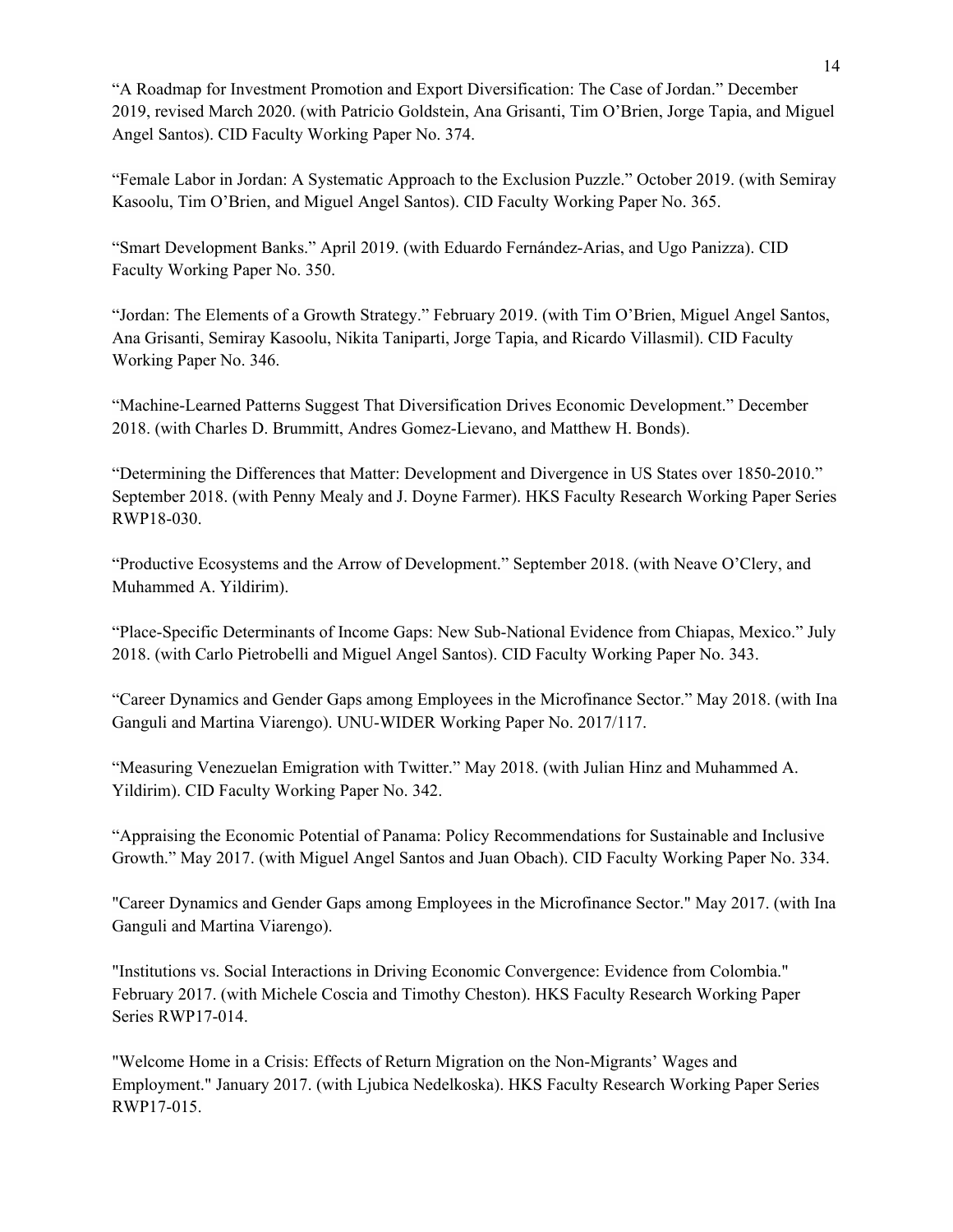“A Roadmap for Investment Promotion and Export Diversification: The Case of Jordan.” December 2019, revised March 2020. (with Patricio Goldstein, Ana Grisanti, Tim O’Brien, Jorge Tapia, and Miguel Angel Santos). CID Faculty Working Paper No. 374.

“Female Labor in Jordan: A Systematic Approach to the Exclusion Puzzle.” October 2019. (with Semiray Kasoolu, Tim O’Brien, and Miguel Angel Santos). CID Faculty Working Paper No. 365.

“Smart Development Banks.” April 2019. (with Eduardo Fernández-Arias, and Ugo Panizza). CID Faculty Working Paper No. 350.

“Jordan: The Elements of a Growth Strategy.” February 2019. (with Tim O’Brien, Miguel Angel Santos, Ana Grisanti, Semiray Kasoolu, Nikita Taniparti, Jorge Tapia, and Ricardo Villasmil). CID Faculty Working Paper No. 346.

“Machine-Learned Patterns Suggest That Diversification Drives Economic Development.” December 2018. (with Charles D. Brummitt, Andres Gomez-Lievano, and Matthew H. Bonds).

“Determining the Differences that Matter: Development and Divergence in US States over 1850-2010.” September 2018. (with Penny Mealy and J. Doyne Farmer). HKS Faculty Research Working Paper Series RWP18-030.

“Productive Ecosystems and the Arrow of Development.” September 2018. (with Neave O’Clery, and Muhammed A. Yildirim).

“Place-Specific Determinants of Income Gaps: New Sub-National Evidence from Chiapas, Mexico.” July 2018. (with Carlo Pietrobelli and Miguel Angel Santos). CID Faculty Working Paper No. 343.

“Career Dynamics and Gender Gaps among Employees in the Microfinance Sector.” May 2018. (with Ina Ganguli and Martina Viarengo). UNU-WIDER Working Paper No. 2017/117.

“Measuring Venezuelan Emigration with Twitter.” May 2018. (with Julian Hinz and Muhammed A. Yildirim). CID Faculty Working Paper No. 342.

“Appraising the Economic Potential of Panama: Policy Recommendations for Sustainable and Inclusive Growth.” May 2017. (with Miguel Angel Santos and Juan Obach). CID Faculty Working Paper No. 334.

"Career Dynamics and Gender Gaps among Employees in the Microfinance Sector." May 2017. (with Ina Ganguli and Martina Viarengo).

"Institutions vs. Social Interactions in Driving Economic Convergence: Evidence from Colombia." February 2017. (with Michele Coscia and Timothy Cheston). HKS Faculty Research Working Paper Series RWP17-014.

"Welcome Home in a Crisis: Effects of Return Migration on the Non-Migrants’ Wages and Employment." January 2017. (with Ljubica Nedelkoska). HKS Faculty Research Working Paper Series RWP17-015.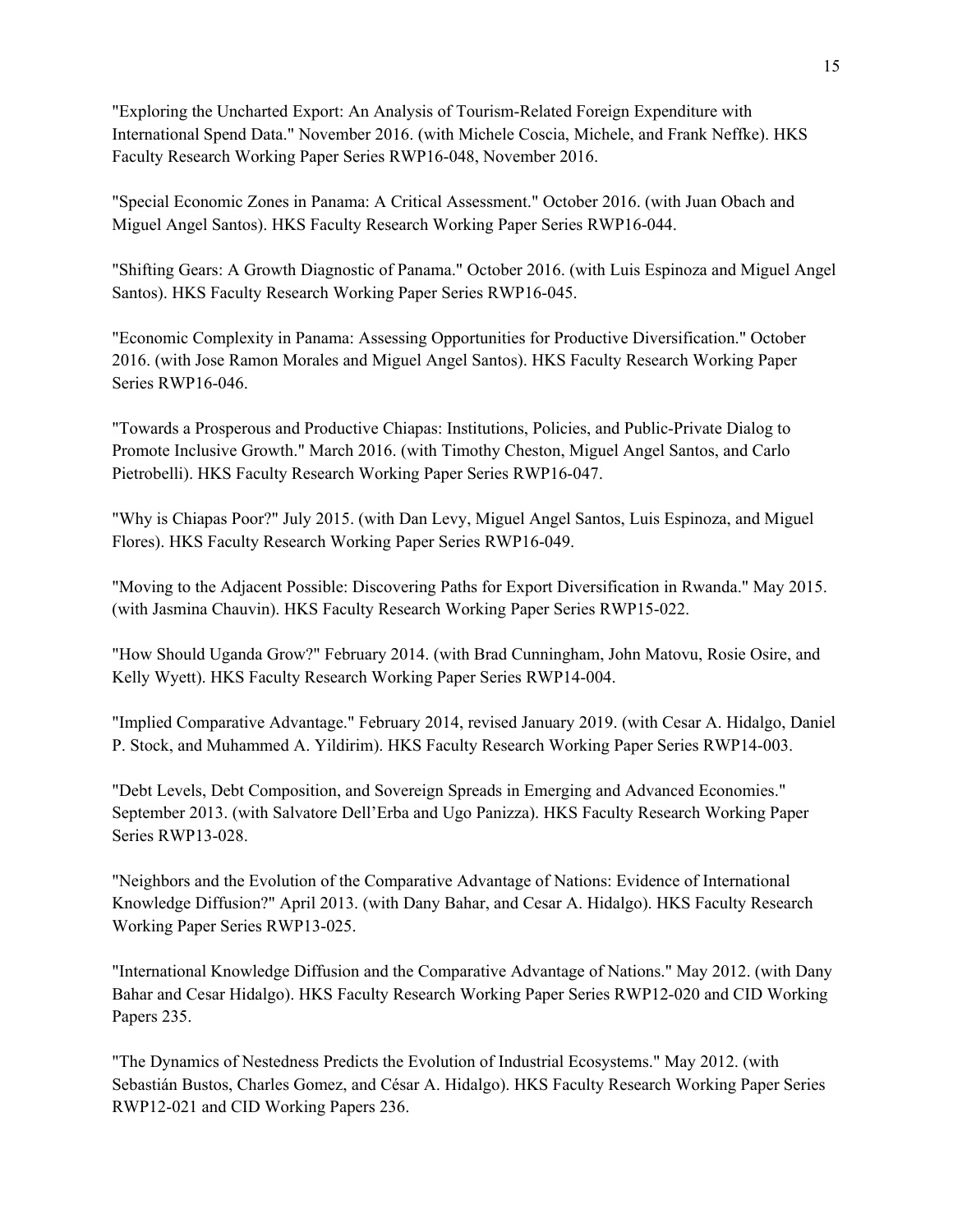"Exploring the Uncharted Export: An Analysis of Tourism-Related Foreign Expenditure with International Spend Data." November 2016. (with Michele Coscia, Michele, and Frank Neffke). HKS Faculty Research Working Paper Series RWP16-048, November 2016.

"Special Economic Zones in Panama: A Critical Assessment." October 2016. (with Juan Obach and Miguel Angel Santos). HKS Faculty Research Working Paper Series RWP16-044.

"Shifting Gears: A Growth Diagnostic of Panama." October 2016. (with Luis Espinoza and Miguel Angel Santos). HKS Faculty Research Working Paper Series RWP16-045.

"Economic Complexity in Panama: Assessing Opportunities for Productive Diversification." October 2016. (with Jose Ramon Morales and Miguel Angel Santos). HKS Faculty Research Working Paper Series RWP16-046.

"Towards a Prosperous and Productive Chiapas: Institutions, Policies, and Public-Private Dialog to Promote Inclusive Growth." March 2016. (with Timothy Cheston, Miguel Angel Santos, and Carlo Pietrobelli). HKS Faculty Research Working Paper Series RWP16-047.

"Why is Chiapas Poor?" July 2015. (with Dan Levy, Miguel Angel Santos, Luis Espinoza, and Miguel Flores). HKS Faculty Research Working Paper Series RWP16-049.

"Moving to the Adjacent Possible: Discovering Paths for Export Diversification in Rwanda." May 2015. (with Jasmina Chauvin). HKS Faculty Research Working Paper Series RWP15-022.

"How Should Uganda Grow?" February 2014. (with Brad Cunningham, John Matovu, Rosie Osire, and Kelly Wyett). HKS Faculty Research Working Paper Series RWP14-004.

"Implied Comparative Advantage." February 2014, revised January 2019. (with Cesar A. Hidalgo, Daniel P. Stock, and Muhammed A. Yildirim). HKS Faculty Research Working Paper Series RWP14-003.

"Debt Levels, Debt Composition, and Sovereign Spreads in Emerging and Advanced Economies." September 2013. (with Salvatore Dell'Erba and Ugo Panizza). HKS Faculty Research Working Paper Series RWP13-028.

"Neighbors and the Evolution of the Comparative Advantage of Nations: Evidence of International Knowledge Diffusion?" April 2013. (with Dany Bahar, and Cesar A. Hidalgo). HKS Faculty Research Working Paper Series RWP13-025.

"International Knowledge Diffusion and the Comparative Advantage of Nations." May 2012. (with Dany Bahar and Cesar Hidalgo). HKS Faculty Research Working Paper Series RWP12-020 and CID Working Papers 235.

"The Dynamics of Nestedness Predicts the Evolution of Industrial Ecosystems." May 2012. (with Sebastián Bustos, Charles Gomez, and César A. Hidalgo). HKS Faculty Research Working Paper Series RWP12-021 and CID Working Papers 236.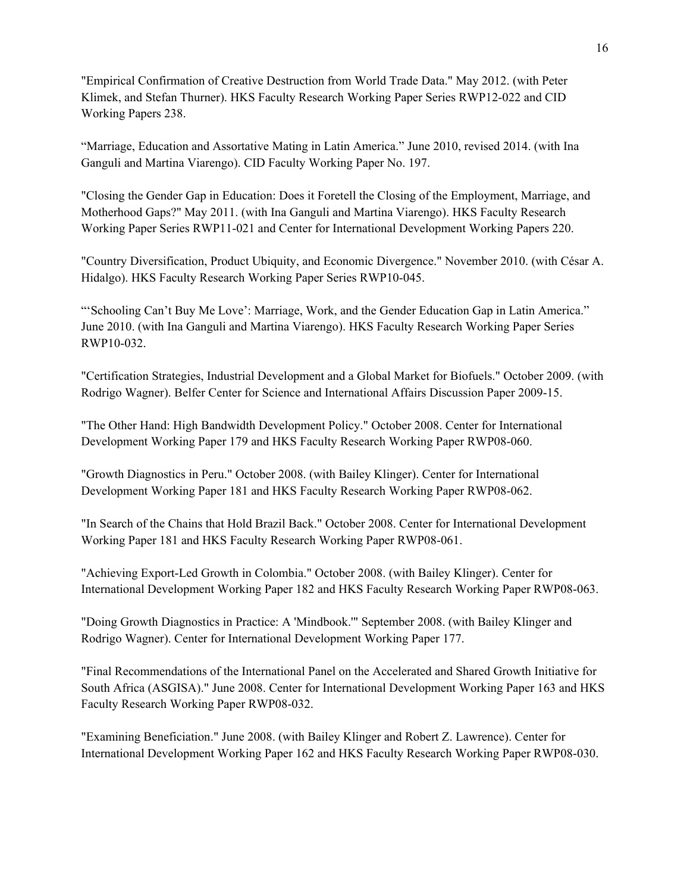"Empirical Confirmation of Creative Destruction from World Trade Data." May 2012. (with Peter Klimek, and Stefan Thurner). HKS Faculty Research Working Paper Series RWP12-022 and CID Working Papers 238.

“Marriage, Education and Assortative Mating in Latin America.” June 2010, revised 2014. (with Ina Ganguli and Martina Viarengo). CID Faculty Working Paper No. 197.

"Closing the Gender Gap in Education: Does it Foretell the Closing of the Employment, Marriage, and Motherhood Gaps?" May 2011. (with Ina Ganguli and Martina Viarengo). HKS Faculty Research Working Paper Series RWP11-021 and Center for International Development Working Papers 220.

"Country Diversification, Product Ubiquity, and Economic Divergence." November 2010. (with César A. Hidalgo). HKS Faculty Research Working Paper Series RWP10-045.

"‘Schooling Can’t Buy Me Love’: Marriage, Work, and the Gender Education Gap in Latin America.” June 2010. (with Ina Ganguli and Martina Viarengo). HKS Faculty Research Working Paper Series RWP10-032.

"Certification Strategies, Industrial Development and a Global Market for Biofuels." October 2009. (with Rodrigo Wagner). Belfer Center for Science and International Affairs Discussion Paper 2009-15.

"The Other Hand: High Bandwidth Development Policy." October 2008. Center for International Development Working Paper 179 and HKS Faculty Research Working Paper RWP08-060.

"Growth Diagnostics in Peru." October 2008. (with Bailey Klinger). Center for International Development Working Paper 181 and HKS Faculty Research Working Paper RWP08-062.

"In Search of the Chains that Hold Brazil Back." October 2008. Center for International Development Working Paper 181 and HKS Faculty Research Working Paper RWP08-061.

"Achieving Export-Led Growth in Colombia." October 2008. (with Bailey Klinger). Center for International Development Working Paper 182 and HKS Faculty Research Working Paper RWP08-063.

"Doing Growth Diagnostics in Practice: A 'Mindbook.'" September 2008. (with Bailey Klinger and Rodrigo Wagner). Center for International Development Working Paper 177.

"Final Recommendations of the International Panel on the Accelerated and Shared Growth Initiative for South Africa (ASGISA)." June 2008. Center for International Development Working Paper 163 and HKS Faculty Research Working Paper RWP08-032.

"Examining Beneficiation." June 2008. (with Bailey Klinger and Robert Z. Lawrence). Center for International Development Working Paper 162 and HKS Faculty Research Working Paper RWP08-030.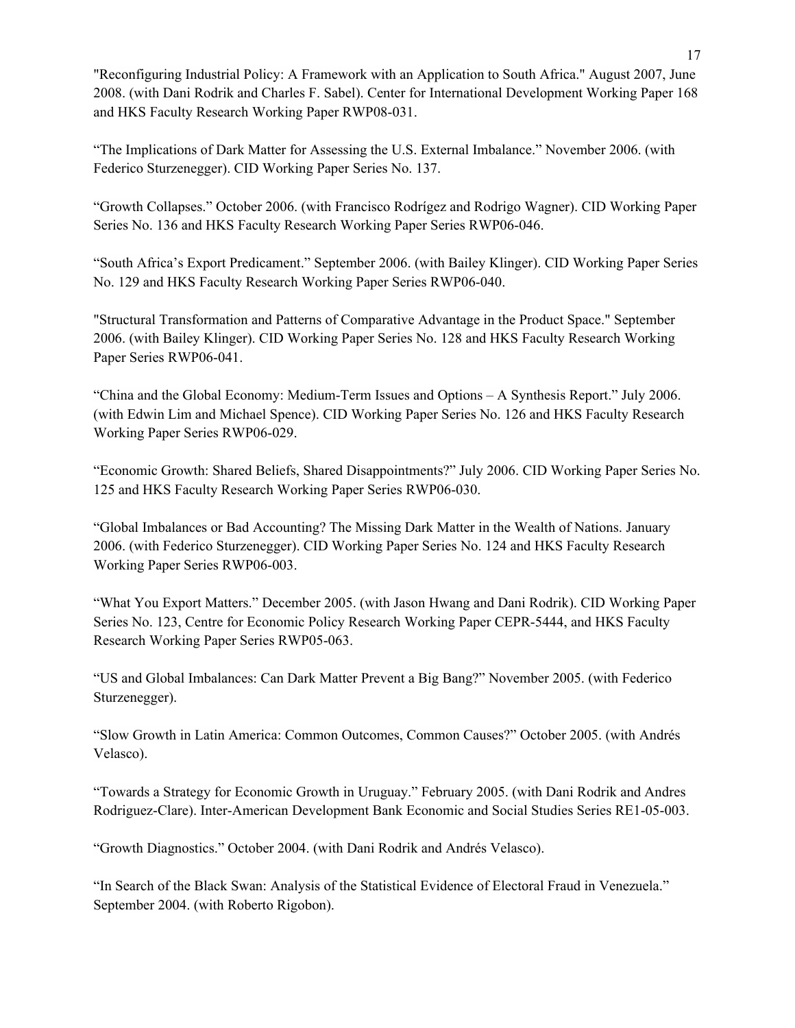"Reconfiguring Industrial Policy: A Framework with an Application to South Africa." August 2007, June 2008. (with Dani Rodrik and Charles F. Sabel). Center for International Development Working Paper 168 and HKS Faculty Research Working Paper RWP08-031.

"The Implications of Dark Matter for Assessing the U.S. External Imbalance." November 2006. (with Federico Sturzenegger). CID Working Paper Series No. 137.

"Growth Collapses." October 2006. (with Francisco Rodríguez and Rodrigo Wagner). CID Working Paper Series No. 136 and HKS Faculty Research Working Paper Series RWP06-046.

"South Africa's Export Predicament." September 2006. (with Bailey Klinger). CID Working Paper Series No. 129 and HKS Faculty Research Working Paper Series RWP06-040.

"Structural Transformation and Patterns of Comparative Advantage in the Product Space." September 2006. (with Bailey Klinger). CID Working Paper Series No. 128 and HKS Faculty Research Working Paper Series RWP06-041.

"China and the Global Economy: Medium-Term Issues and Options – A Synthesis Report." July 2006. (with Edwin Lim and Michael Spence). CID Working Paper Series No. 126 and HKS Faculty Research Working Paper Series RWP06-029.

"Economic Growth: Shared Beliefs, Shared Disappointments?" July 2006. CID Working Paper Series No. 125 and HKS Faculty Research Working Paper Series RWP06-030.

"Global Imbalances or Bad Accounting? The Missing Dark Matter in the Wealth of Nations. January 2006. (with Federico Sturzenegger). CID Working Paper Series No. 124 and HKS Faculty Research Working Paper Series RWP06-003.

"What You Export Matters." December 2005. (with Jason Hwang and Dani Rodrik). CID Working Paper Series No. 123, Centre for Economic Policy Research Working Paper CEPR-5444, and HKS Faculty Research Working Paper Series RWP05-063.

"US and Global Imbalances: Can Dark Matter Prevent a Big Bang?" November 2005. (with Federico Sturzenegger).

"Slow Growth in Latin America: Common Outcomes, Common Causes?" October 2005. (with Andrés Velasco).

"Towards a Strategy for Economic Growth in Uruguay." February 2005. (with Dani Rodrik and Andres Rodriguez-Clare). Inter-American Development Bank Economic and Social Studies Series RE1-05-003.

"Growth Diagnostics." October 2004. (with Dani Rodrik and Andrés Velasco).

"In Search of the Black Swan: Analysis of the Statistical Evidence of Electoral Fraud in Venezuela." September 2004. (with Roberto Rigobon).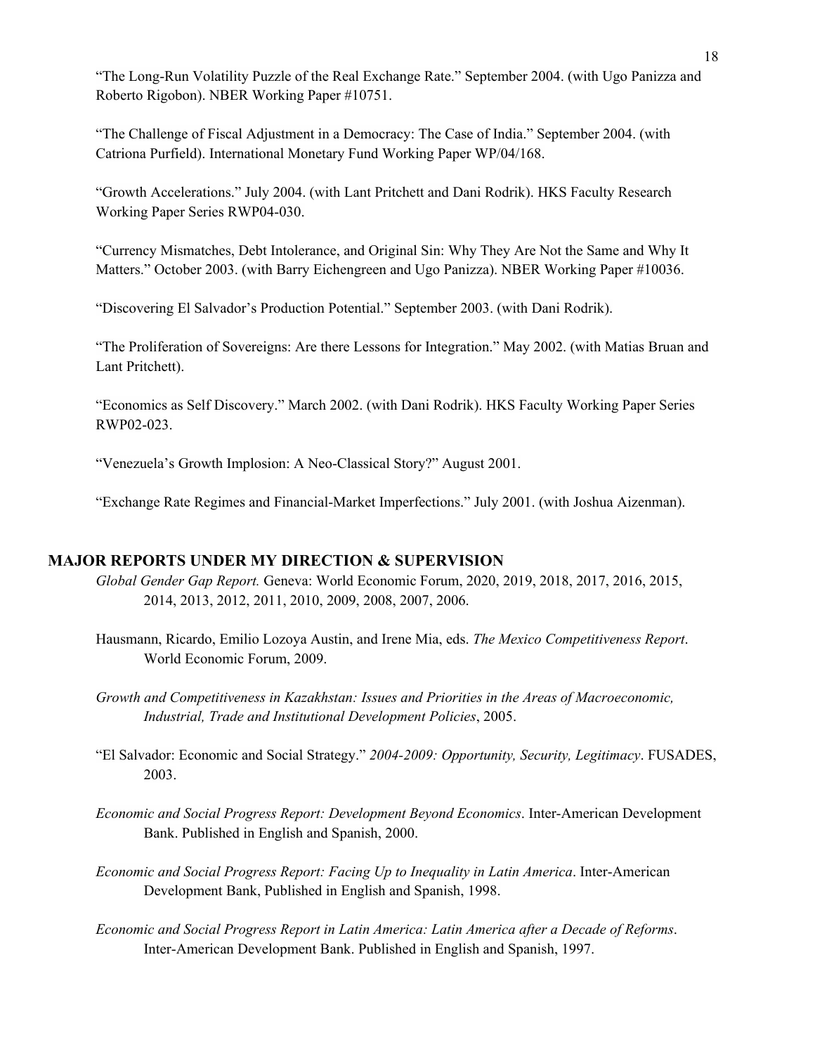"The Long-Run Volatility Puzzle of the Real Exchange Rate." September 2004. (with Ugo Panizza and Roberto Rigobon). NBER Working Paper #10751.

"The Challenge of Fiscal Adjustment in a Democracy: The Case of India." September 2004. (with Catriona Purfield). International Monetary Fund Working Paper WP/04/168.

"Growth Accelerations." July 2004. (with Lant Pritchett and Dani Rodrik). HKS Faculty Research Working Paper Series RWP04-030.

"Currency Mismatches, Debt Intolerance, and Original Sin: Why They Are Not the Same and Why It Matters." October 2003. (with Barry Eichengreen and Ugo Panizza). NBER Working Paper #10036.

"Discovering El Salvador's Production Potential." September 2003. (with Dani Rodrik).

"The Proliferation of Sovereigns: Are there Lessons for Integration." May 2002. (with Matias Bruan and Lant Pritchett).

"Economics as Self Discovery." March 2002. (with Dani Rodrik). HKS Faculty Working Paper Series RWP02-023.

"Venezuela's Growth Implosion: A Neo-Classical Story?" August 2001.

"Exchange Rate Regimes and Financial-Market Imperfections." July 2001. (with Joshua Aizenman).

## MAJOR REPORTS UNDER MY DIRECTION & SUPERVISION

*Global Gender Gap Report.* Geneva: World Economic Forum, 2020, 2019, 2018, 2017, 2016, 2015, 2014, 2013, 2012, 2011, 2010, 2009, 2008, 2007, 2006.

Hausmann, Ricardo, Emilio Lozoya Austin, and Irene Mia, eds. *The Mexico Competitiveness Report*. World Economic Forum, 2009.

*Growth and Competitiveness in Kazakhstan: Issues and Priorities in the Areas of Macroeconomic, Industrial, Trade and Institutional Development Policies*, 2005.

"El Salvador: Economic and Social Strategy." *2004-2009: Opportunity, Security, Legitimacy*. FUSADES, 2003.

*Economic and Social Progress Report: Development Beyond Economics*. Inter-American Development Bank. Published in English and Spanish, 2000.

*Economic and Social Progress Report: Facing Up to Inequality in Latin America*. Inter-American Development Bank, Published in English and Spanish, 1998.

*Economic and Social Progress Report in Latin America: Latin America after a Decade of Reforms*. Inter-American Development Bank. Published in English and Spanish, 1997.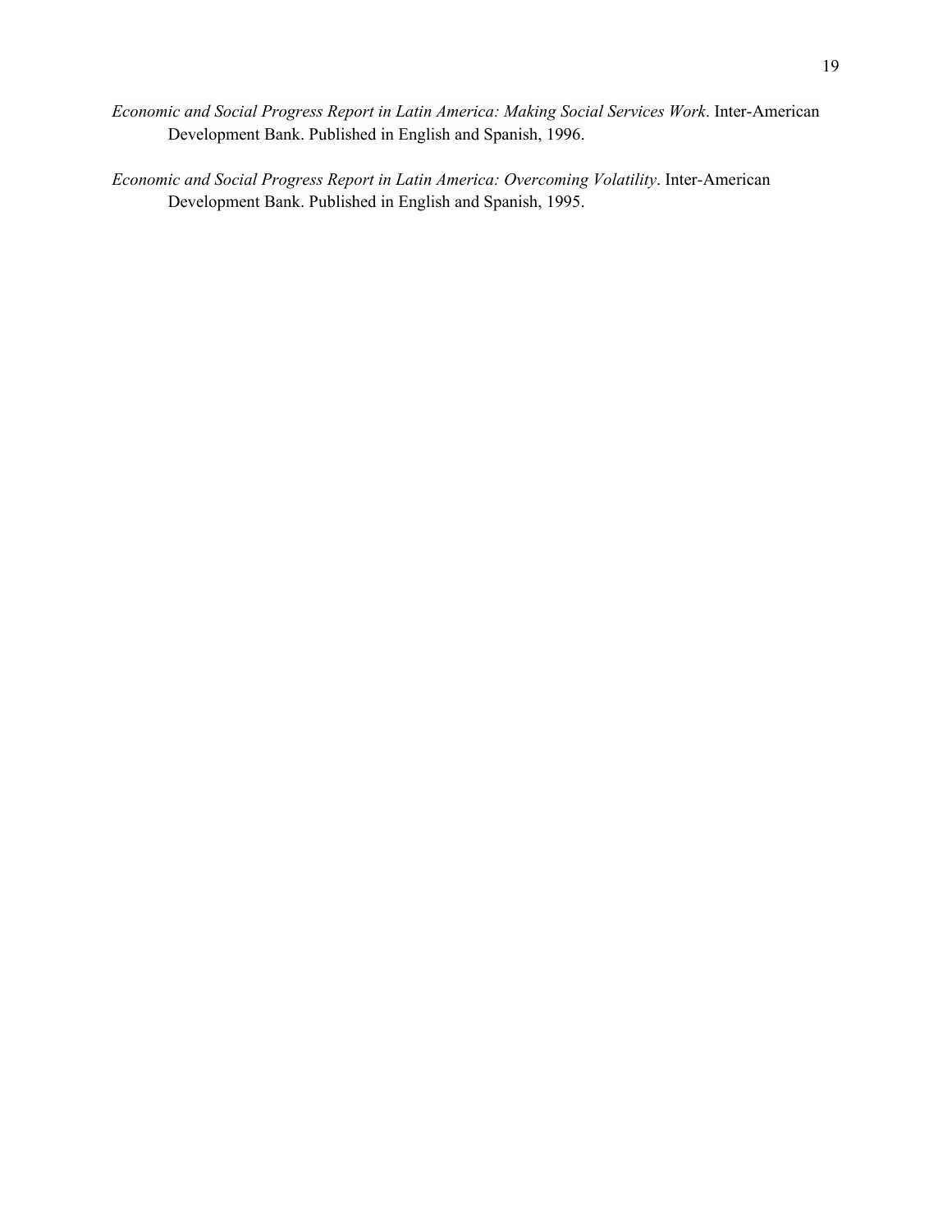*Economic and Social Progress Report in Latin America: Making Social Services Work*. Inter-American Development Bank. Published in English and Spanish, 1996.

*Economic and Social Progress Report in Latin America: Overcoming Volatility*. Inter-American Development Bank. Published in English and Spanish, 1995.